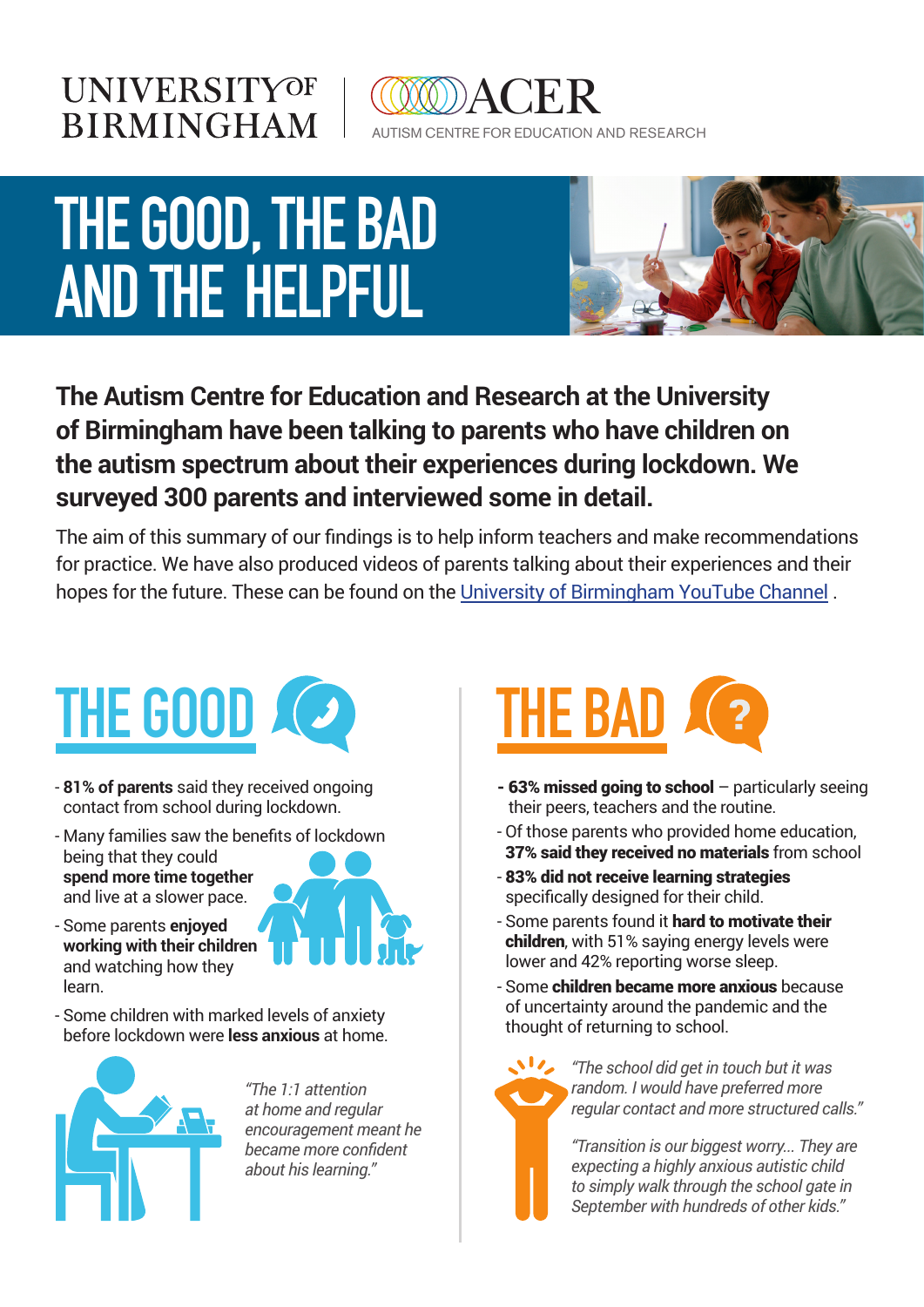UNIVERSITY OF BIRMINGHAM | ACER AUTISM CENTRE FOR EDUCATION AND RESEARCH

# THE GOOD, THE BAD AND THE HELPFUL

**The Autism Centre for Education and Research at the University of Birmingham have been talking to parents who have children on the autism spectrum about their experiences during lockdown. We surveyed 300 parents and interviewed some in detail.**

The aim of this summary of our findings is to help inform teachers and make recommendations for practice. We have also produced videos of parents talking about their experiences and their hopes for the future. These can be found on the [University of Birmingham YouTube Channel](University of Birmingham YouTube Channel) .

## THE GOOD

- **81% of parents** said they received ongoing contact from school during lockdown.
- Many families saw the benefits of lockdown being that they could **spend more time together** and live at a slower pace.
- Some parents **enjoyed working with their children** and watching how they learn.
- Some children with marked levels of anxiety before lockdown were **less anxious** at home.

*"The 1:1 attention at home and regular encouragement meant he became more confident about his learning."*

## THE BAD

- **63% missed going to school** – particularly seeing their peers, teachers and the routine.
- Of those parents who provided home education, **37% said they received no materials** from school
- **83% did not receive learning strategies** specifically designed for their child.
- Some parents found it **hard to motivate their children**, with 51% saying energy levels were lower and 42% reporting worse sleep.
- Some **children became more anxious** because of uncertainty around the pandemic and the thought of returning to school.

*"The school did get in touch but it was random. I would have preferred more regular contact and more structured calls."*

*"Transition is our biggest worry... They are expecting a highly anxious autistic child to simply walk through the school gate in September with hundreds of other kids."*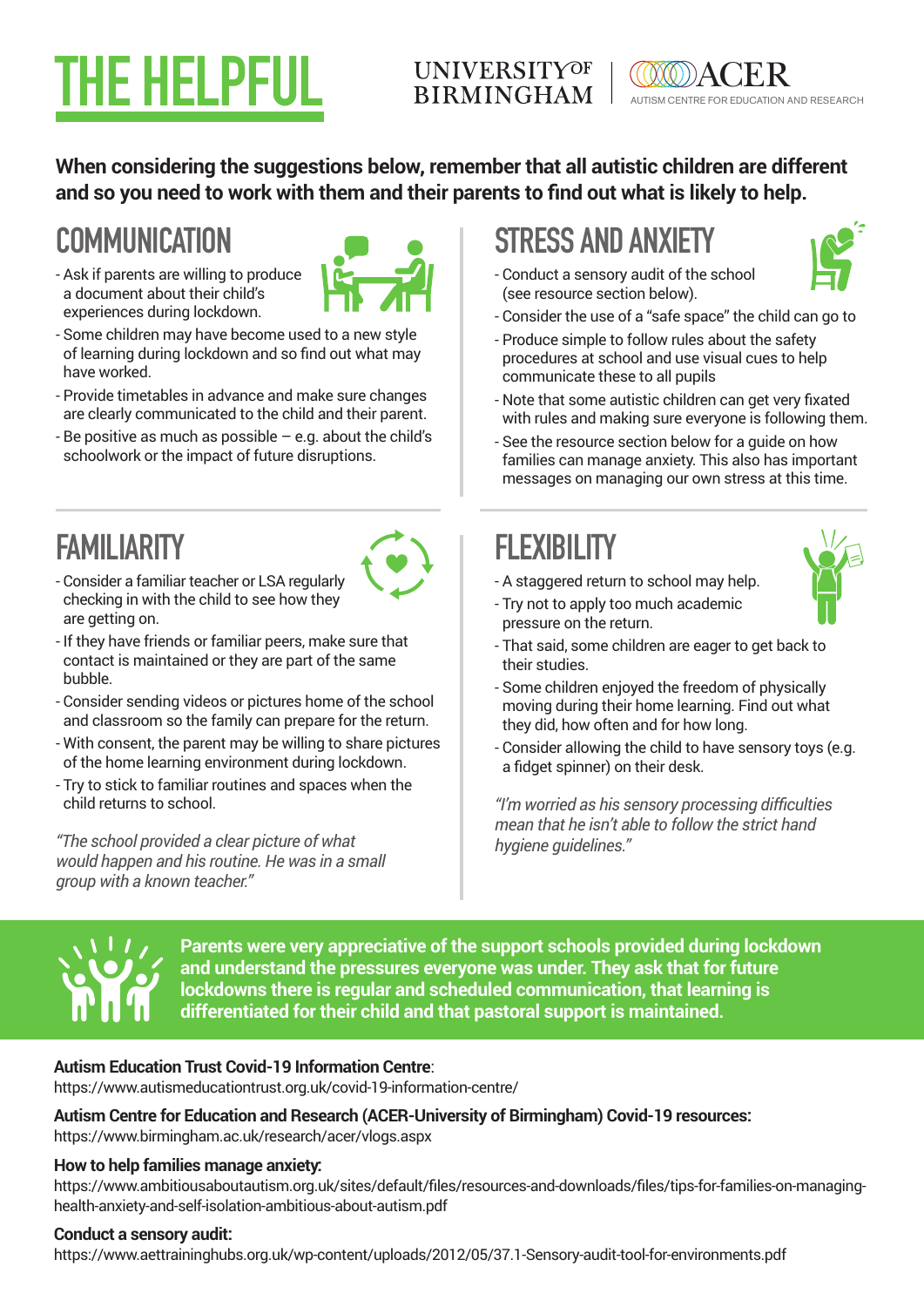# THE HELPFUL

UNIVERSITY OF BIRMINGHAM | ACER AUTISM CENTRE FOR EDUCATION AND RESEARCH

**When considering the suggestions below, remember that all autistic children are different and so you need to work with them and their parents to find out what is likely to help.**

## COMMUNICATION

- Ask if parents are willing to produce a document about their child's experiences during lockdown.
- Some children may have become used to a new style of learning during lockdown and so find out what may have worked.
- Provide timetables in advance and make sure changes are clearly communicated to the child and their parent.
- Be positive as much as possible – e.g. about the child's schoolwork or the impact of future disruptions.

## STRESS AND ANXIETY

- Conduct a sensory audit of the school (see resource section below).
- Consider the use of a "safe space" the child can go to
- Produce simple to follow rules about the safety procedures at school and use visual cues to help communicate these to all pupils
- Note that some autistic children can get very fixated with rules and making sure everyone is following them.
- See the resource section below for a guide on how families can manage anxiety. This also has important messages on managing our own stress at this time.

## FAMILIARITY

- Consider a familiar teacher or LSA regularly checking in with the child to see how they are getting on.
- If they have friends or familiar peers, make sure that contact is maintained or they are part of the same bubble.
- Consider sending videos or pictures home of the school and classroom so the family can prepare for the return.
- With consent, the parent may be willing to share pictures of the home learning environment during lockdown.
- Try to stick to familiar routines and spaces when the child returns to school.

*"The school provided a clear picture of what would happen and his routine. He was in a small group with a known teacher."*

## FLEXIBILITY

- A staggered return to school may help.
- Try not to apply too much academic pressure on the return.
- That said, some children are eager to get back to their studies.
- Some children enjoyed the freedom of physically moving during their home learning. Find out what they did, how often and for how long.
- Consider allowing the child to have sensory toys (e.g. a fidget spinner) on their desk.

*"I'm worried as his sensory processing difficulties mean that he isn't able to follow the strict hand hygiene guidelines."*

**Parents were very appreciative of the support schools provided during lockdown and understand the pressures everyone was under. They ask that for future lockdowns there is regular and scheduled communication, that learning is differentiated for their child and that pastoral support is maintained.**

**Autism Education Trust Covid-19 Information Centre**:
https://www.autismeducationtrust.org.uk/covid-19-information-centre/

**Autism Centre for Education and Research (ACER-University of Birmingham) Covid-19 resources:**
https://www.birmingham.ac.uk/research/acer/vlogs.aspx

**How to help families manage anxiety:**
https://www.ambitiousaboutautism.org.uk/sites/default/files/resources-and-downloads/files/tips-for-families-on-managing-health-anxiety-and-self-isolation-ambitious-about-autism.pdf

**Conduct a sensory audit:**
https://www.aettraininghubs.org.uk/wp-content/uploads/2012/05/37.1-Sensory-audit-tool-for-environments.pdf